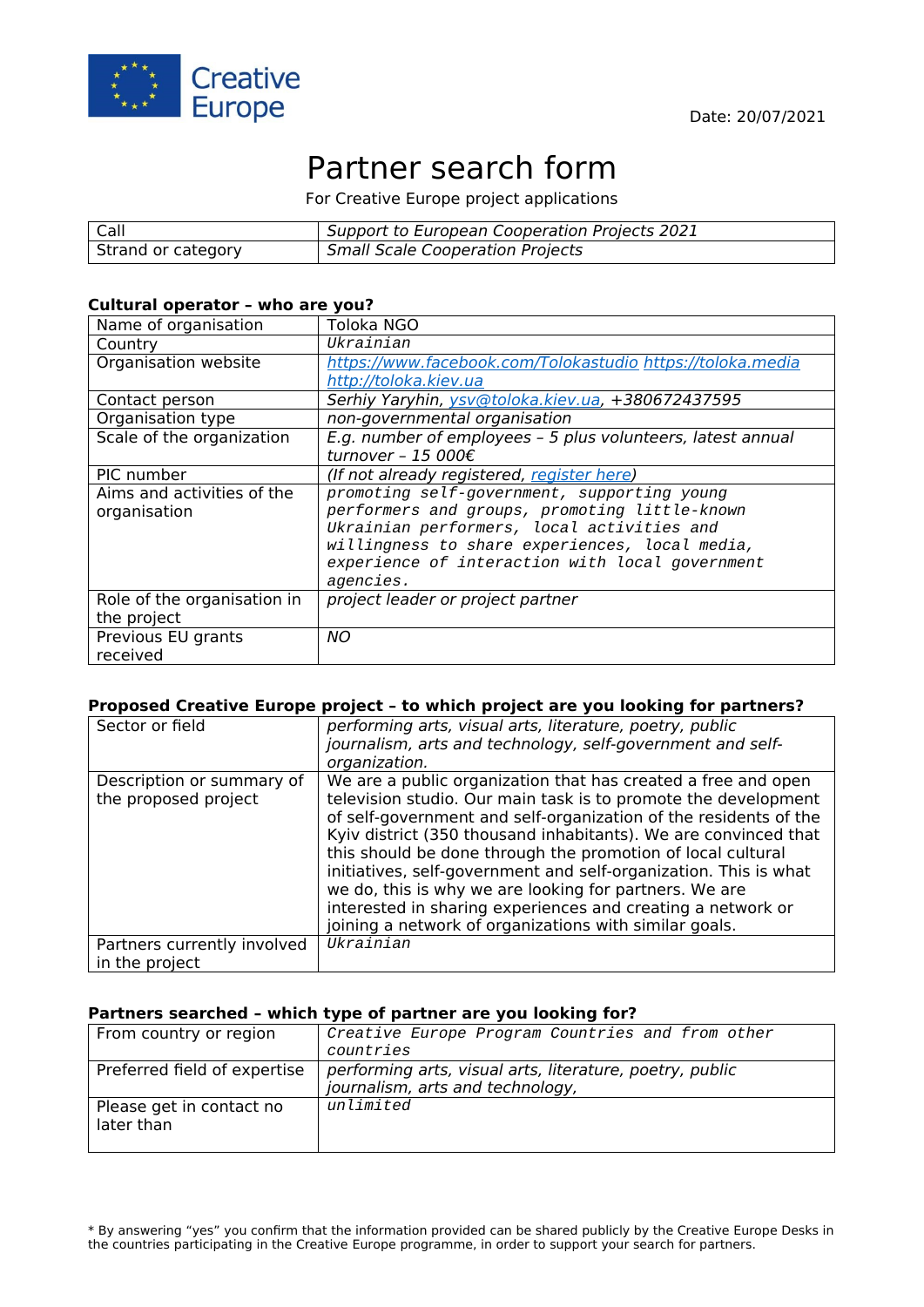Date: 20/07/2021

# Partner search form

For Creative Europe project applications

| Call | *Support to European Cooperation Projects 2021* |
|---|---|
| Strand or category | *Small Scale Cooperation Projects* |

### Cultural operator – who are you?

| Name of organisation | Toloka NGO |
|---|---|
| Country | Ukrainian |
| Organisation website | *https://www.facebook.com/Tolokastudio https://toloka.media http://toloka.kiev.ua* |
| Contact person | *Serhiy Yaryhin, ysv@toloka.kiev.ua, +380672437595* |
| Organisation type | *non-governmental organisation* |
| Scale of the organization | *E.g. number of employees – 5 plus volunteers, latest annual turnover – 15 000€* |
| PIC number | *(If not already registered, register here)* |
| Aims and activities of the organisation | promoting self-government, supporting young performers and groups, promoting little-known Ukrainian performers, local activities and willingness to share experiences, local media, experience of interaction with local government agencies. |
| Role of the organisation in the project | *project leader or project partner* |
| Previous EU grants received | *NO* |

### Proposed Creative Europe project – to which project are you looking for partners?

| Sector or field | *performing arts, visual arts, literature, poetry, public journalism, arts and technology, self-government and self-organization.* |
|---|---|
| Description or summary of the proposed project | We are a public organization that has created a free and open television studio. Our main task is to promote the development of self-government and self-organization of the residents of the Kyiv district (350 thousand inhabitants). We are convinced that this should be done through the promotion of local cultural initiatives, self-government and self-organization. This is what we do, this is why we are looking for partners. We are interested in sharing experiences and creating a network or joining a network of organizations with similar goals. |
| Partners currently involved in the project | Ukrainian |

### Partners searched – which type of partner are you looking for?

| From country or region | Creative Europe Program Countries and from other countries |
|---|---|
| Preferred field of expertise | *performing arts, visual arts, literature, poetry, public journalism, arts and technology,* |
| Please get in contact no later than | unlimited |

\* By answering "yes" you confirm that the information provided can be shared publicly by the Creative Europe Desks in the countries participating in the Creative Europe programme, in order to support your search for partners.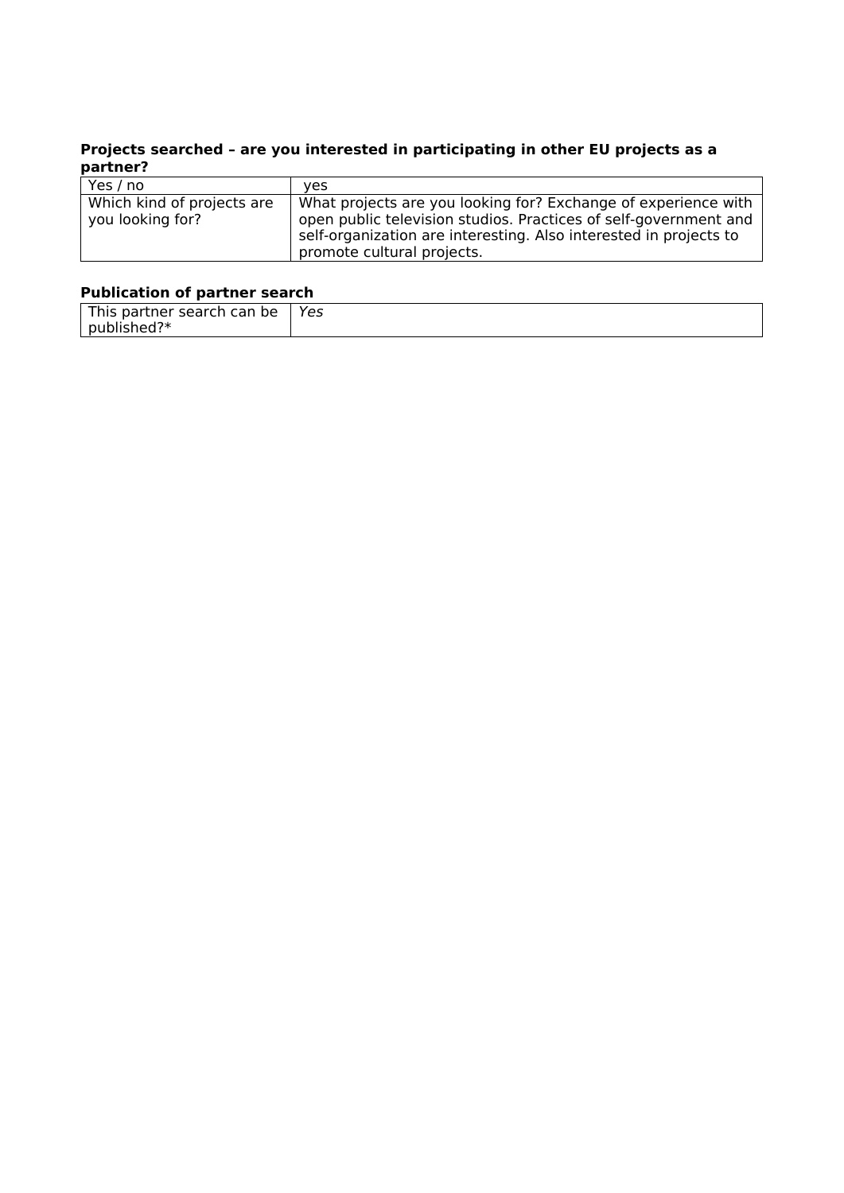**Projects searched – are you interested in participating in other EU projects as a partner?**

| | |
|---|---|
| Yes / no | yes |
| Which kind of projects are you looking for? | What projects are you looking for? Exchange of experience with open public television studios. Practices of self-government and self-organization are interesting. Also interested in projects to promote cultural projects. |

**Publication of partner search**

| | |
|---|---|
| This partner search can be published?* | *Yes* |